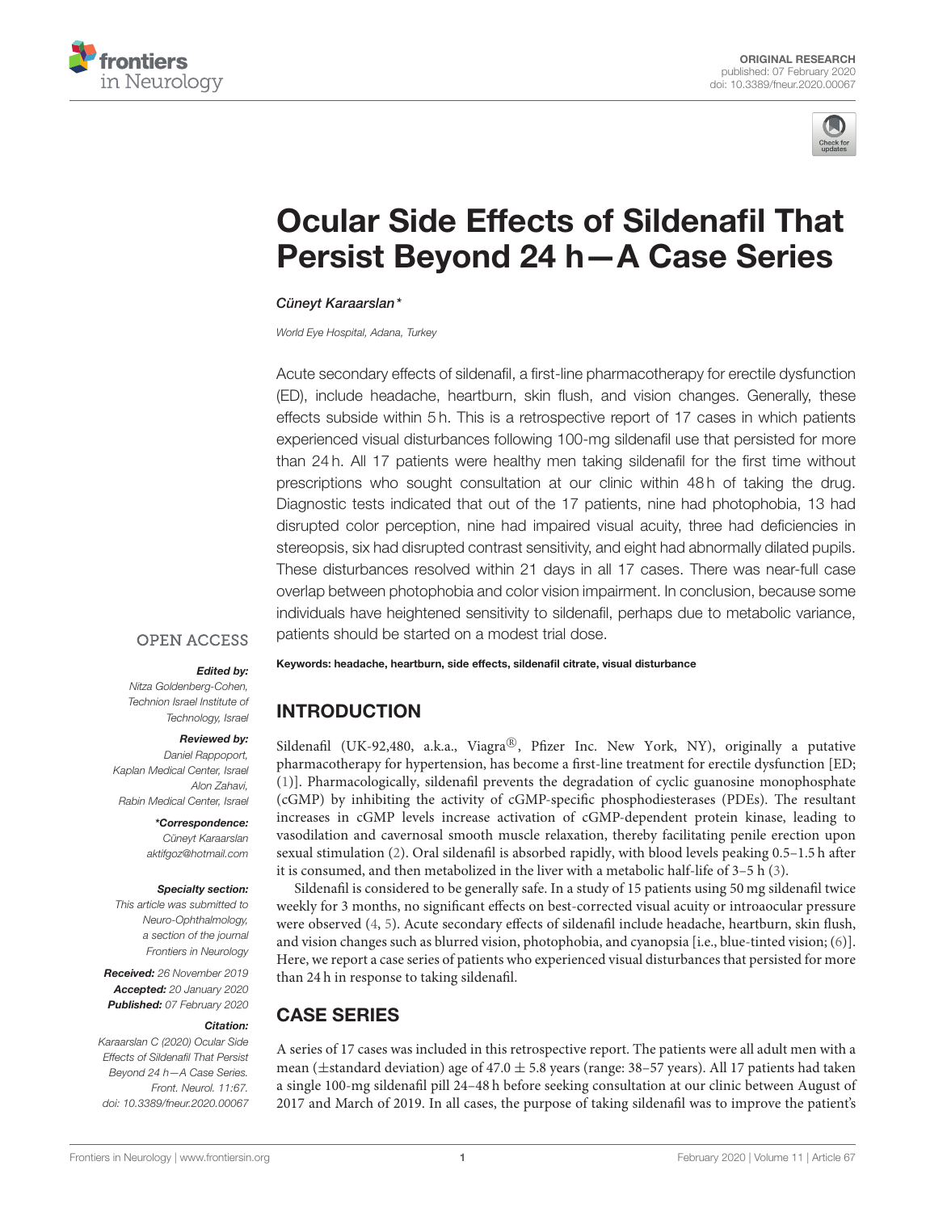ORIGINAL RESEARCH
published: 07 February 2020
doi: 10.3389/fneur.2020.00067

# Ocular Side Effects of Sildenafil That Persist Beyond 24 h—A Case Series

*Cüneyt Karaarslan**

*World Eye Hospital, Adana, Turkey*

Acute secondary effects of sildenafil, a first-line pharmacotherapy for erectile dysfunction (ED), include headache, heartburn, skin flush, and vision changes. Generally, these effects subside within 5 h. This is a retrospective report of 17 cases in which patients experienced visual disturbances following 100-mg sildenafil use that persisted for more than 24 h. All 17 patients were healthy men taking sildenafil for the first time without prescriptions who sought consultation at our clinic within 48 h of taking the drug. Diagnostic tests indicated that out of the 17 patients, nine had photophobia, 13 had disrupted color perception, nine had impaired visual acuity, three had deficiencies in stereopsis, six had disrupted contrast sensitivity, and eight had abnormally dilated pupils. These disturbances resolved within 21 days in all 17 cases. There was near-full case overlap between photophobia and color vision impairment. In conclusion, because some individuals have heightened sensitivity to sildenafil, perhaps due to metabolic variance, patients should be started on a modest trial dose.

**Keywords: headache, heartburn, side effects, sildenafil citrate, visual disturbance**

OPEN ACCESS

***Edited by:***
Nitza Goldenberg-Cohen,
Technion Israel Institute of Technology, Israel

***Reviewed by:***
Daniel Rappoport,
Kaplan Medical Center, Israel
Alon Zahavi,
Rabin Medical Center, Israel

***\*Correspondence:***
Cüneyt Karaarslan
aktifgoz@hotmail.com

***Specialty section:***
This article was submitted to Neuro-Ophthalmology, a section of the journal Frontiers in Neurology

**Received:** 26 November 2019
**Accepted:** 20 January 2020
**Published:** 07 February 2020

***Citation:***
Karaarslan C (2020) Ocular Side Effects of Sildenafil That Persist Beyond 24 h—A Case Series. Front. Neurol. 11:67. doi: 10.3389/fneur.2020.00067

## INTRODUCTION

Sildenafil (UK-92,480, a.k.a., Viagra®, Pfizer Inc. New York, NY), originally a putative pharmacotherapy for hypertension, has become a first-line treatment for erectile dysfunction [ED; (1)]. Pharmacologically, sildenafil prevents the degradation of cyclic guanosine monophosphate (cGMP) by inhibiting the activity of cGMP-specific phosphodiesterases (PDEs). The resultant increases in cGMP levels increase activation of cGMP-dependent protein kinase, leading to vasodilation and cavernosal smooth muscle relaxation, thereby facilitating penile erection upon sexual stimulation (2). Oral sildenafil is absorbed rapidly, with blood levels peaking 0.5–1.5 h after it is consumed, and then metabolized in the liver with a metabolic half-life of 3–5 h (3).

Sildenafil is considered to be generally safe. In a study of 15 patients using 50 mg sildenafil twice weekly for 3 months, no significant effects on best-corrected visual acuity or intraocular pressure were observed (4, 5). Acute secondary effects of sildenafil include headache, heartburn, skin flush, and vision changes such as blurred vision, photophobia, and cyanopsia [i.e., blue-tinted vision; (6)]. Here, we report a case series of patients who experienced visual disturbances that persisted for more than 24 h in response to taking sildenafil.

## CASE SERIES

A series of 17 cases was included in this retrospective report. The patients were all adult men with a mean (±standard deviation) age of 47.0 ± 5.8 years (range: 38–57 years). All 17 patients had taken a single 100-mg sildenafil pill 24–48 h before seeking consultation at our clinic between August of 2017 and March of 2019. In all cases, the purpose of taking sildenafil was to improve the patient's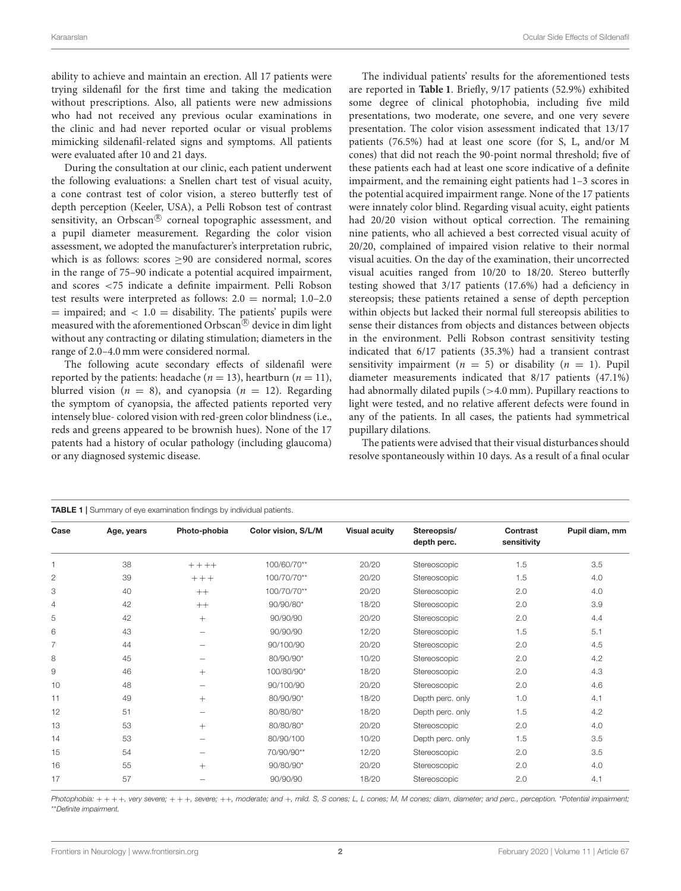ability to achieve and maintain an erection. All 17 patients were trying sildenafil for the first time and taking the medication without prescriptions. Also, all patients were new admissions who had not received any previous ocular examinations in the clinic and had never reported ocular or visual problems mimicking sildenafil-related signs and symptoms. All patients were evaluated after 10 and 21 days.

During the consultation at our clinic, each patient underwent the following evaluations: a Snellen chart test of visual acuity, a cone contrast test of color vision, a stereo butterfly test of depth perception (Keeler, USA), a Pelli Robson test of contrast sensitivity, an Orbscan® corneal topographic assessment, and a pupil diameter measurement. Regarding the color vision assessment, we adopted the manufacturer's interpretation rubric, which is as follows: scores ≥90 are considered normal, scores in the range of 75–90 indicate a potential acquired impairment, and scores <75 indicate a definite impairment. Pelli Robson test results were interpreted as follows: 2.0 = normal; 1.0–2.0 = impaired; and < 1.0 = disability. The patients' pupils were measured with the aforementioned Orbscan® device in dim light without any contracting or dilating stimulation; diameters in the range of 2.0–4.0 mm were considered normal.

The following acute secondary effects of sildenafil were reported by the patients: headache ($n = 13$), heartburn ($n = 11$), blurred vision ($n = 8$), and cyanopsia ($n = 12$). Regarding the symptom of cyanopsia, the affected patients reported very intensely blue- colored vision with red-green color blindness (i.e., reds and greens appeared to be brownish hues). None of the 17 patents had a history of ocular pathology (including glaucoma) or any diagnosed systemic disease.

The individual patients' results for the aforementioned tests are reported in **Table 1**. Briefly, 9/17 patients (52.9%) exhibited some degree of clinical photophobia, including five mild presentations, two moderate, one severe, and one very severe presentation. The color vision assessment indicated that 13/17 patients (76.5%) had at least one score (for S, L, and/or M cones) that did not reach the 90-point normal threshold; five of these patients each had at least one score indicative of a definite impairment, and the remaining eight patients had 1–3 scores in the potential acquired impairment range. None of the 17 patients were innately color blind. Regarding visual acuity, eight patients had 20/20 vision without optical correction. The remaining nine patients, who all achieved a best corrected visual acuity of 20/20, complained of impaired vision relative to their normal visual acuities. On the day of the examination, their uncorrected visual acuities ranged from 10/20 to 18/20. Stereo butterfly testing showed that 3/17 patients (17.6%) had a deficiency in stereopsis; these patients retained a sense of depth perception within objects but lacked their normal full stereopsis abilities to sense their distances from objects and distances between objects in the environment. Pelli Robson contrast sensitivity testing indicated that 6/17 patients (35.3%) had a transient contrast sensitivity impairment ($n = 5$) or disability ($n = 1$). Pupil diameter measurements indicated that 8/17 patients (47.1%) had abnormally dilated pupils (>4.0 mm). Pupillary reactions to light were tested, and no relative afferent defects were found in any of the patients. In all cases, the patients had symmetrical pupillary dilations.

The patients were advised that their visual disturbances should resolve spontaneously within 10 days. As a result of a final ocular

**TABLE 1** | Summary of eye examination findings by individual patients.

| Case | Age, years | Photo-phobia | Color vision, S/L/M | Visual acuity | Stereopsis/ depth perc. | Contrast sensitivity | Pupil diam, mm |
|---|---|---|---|---|---|---|---|
| 1 | 38 | ++++ | 100/60/70** | 20/20 | Stereoscopic | 1.5 | 3.5 |
| 2 | 39 | +++ | 100/70/70** | 20/20 | Stereoscopic | 1.5 | 4.0 |
| 3 | 40 | ++ | 100/70/70** | 20/20 | Stereoscopic | 2.0 | 4.0 |
| 4 | 42 | ++ | 90/90/80* | 18/20 | Stereoscopic | 2.0 | 3.9 |
| 5 | 42 | + | 90/90/90 | 20/20 | Stereoscopic | 2.0 | 4.4 |
| 6 | 43 | – | 90/90/90 | 12/20 | Stereoscopic | 1.5 | 5.1 |
| 7 | 44 | – | 90/100/90 | 20/20 | Stereoscopic | 2.0 | 4.5 |
| 8 | 45 | – | 80/90/90* | 10/20 | Stereoscopic | 2.0 | 4.2 |
| 9 | 46 | + | 100/80/90* | 18/20 | Stereoscopic | 2.0 | 4.3 |
| 10 | 48 | – | 90/100/90 | 20/20 | Stereoscopic | 2.0 | 4.6 |
| 11 | 49 | + | 80/90/90* | 18/20 | Depth perc. only | 1.0 | 4.1 |
| 12 | 51 | – | 80/80/80* | 18/20 | Depth perc. only | 1.5 | 4.2 |
| 13 | 53 | + | 80/80/80* | 20/20 | Stereoscopic | 2.0 | 4.0 |
| 14 | 53 | – | 80/90/100 | 10/20 | Depth perc. only | 1.5 | 3.5 |
| 15 | 54 | – | 70/90/90** | 12/20 | Stereoscopic | 2.0 | 3.5 |
| 16 | 55 | + | 90/80/90* | 20/20 | Stereoscopic | 2.0 | 4.0 |
| 17 | 57 | – | 90/90/90 | 18/20 | Stereoscopic | 2.0 | 4.1 |

*Photophobia: ++++, very severe; +++, severe; ++, moderate; and +, mild. S, S cones; L, L cones; M, M cones; diam, diameter; and perc., perception. *Potential impairment; **Definite impairment.*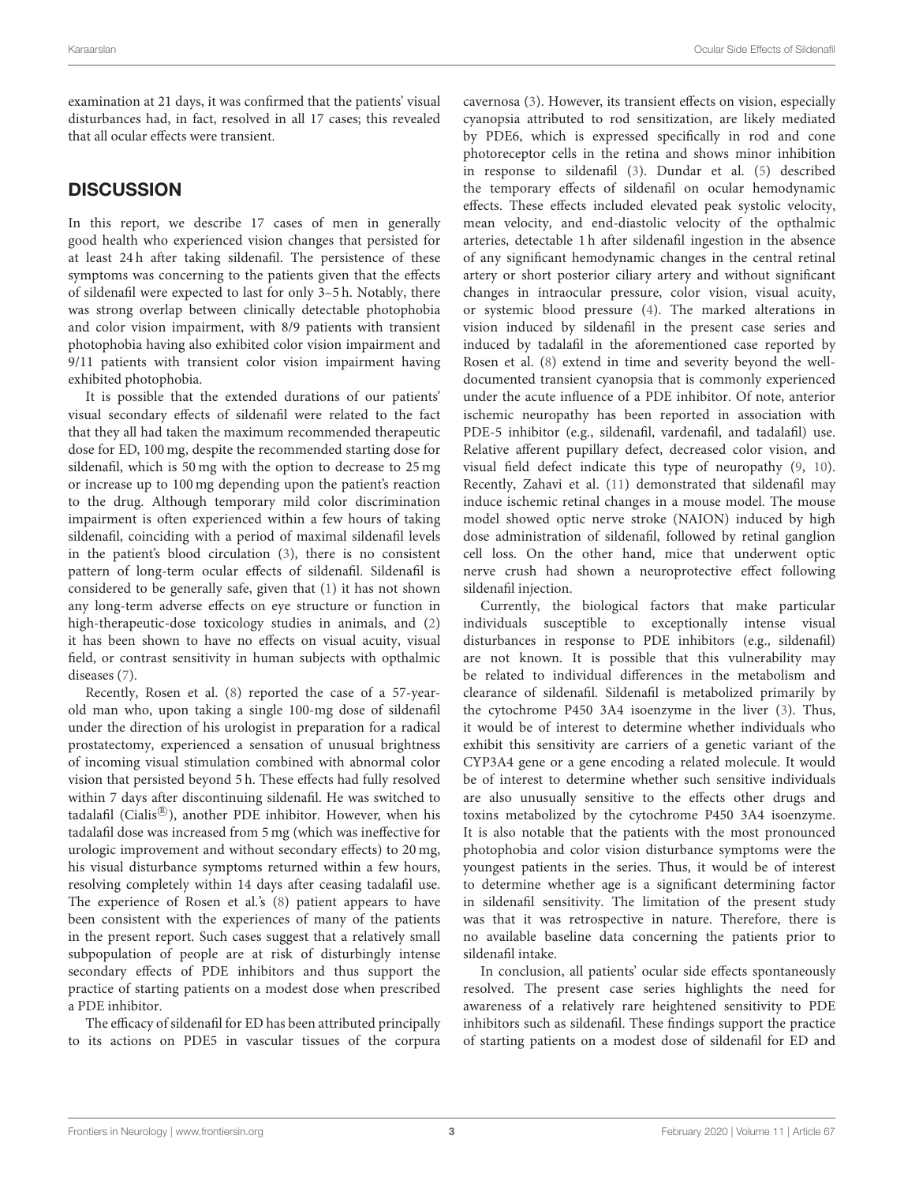examination at 21 days, it was confirmed that the patients' visual disturbances had, in fact, resolved in all 17 cases; this revealed that all ocular effects were transient.

## DISCUSSION

In this report, we describe 17 cases of men in generally good health who experienced vision changes that persisted for at least 24 h after taking sildenafil. The persistence of these symptoms was concerning to the patients given that the effects of sildenafil were expected to last for only 3–5 h. Notably, there was strong overlap between clinically detectable photophobia and color vision impairment, with 8/9 patients with transient photophobia having also exhibited color vision impairment and 9/11 patients with transient color vision impairment having exhibited photophobia.

It is possible that the extended durations of our patients' visual secondary effects of sildenafil were related to the fact that they all had taken the maximum recommended therapeutic dose for ED, 100 mg, despite the recommended starting dose for sildenafil, which is 50 mg with the option to decrease to 25 mg or increase up to 100 mg depending upon the patient's reaction to the drug. Although temporary mild color discrimination impairment is often experienced within a few hours of taking sildenafil, coinciding with a period of maximal sildenafil levels in the patient's blood circulation (3), there is no consistent pattern of long-term ocular effects of sildenafil. Sildenafil is considered to be generally safe, given that (1) it has not shown any long-term adverse effects on eye structure or function in high-therapeutic-dose toxicology studies in animals, and (2) it has been shown to have no effects on visual acuity, visual field, or contrast sensitivity in human subjects with opthalmic diseases (7).

Recently, Rosen et al. (8) reported the case of a 57-year-old man who, upon taking a single 100-mg dose of sildenafil under the direction of his urologist in preparation for a radical prostatectomy, experienced a sensation of unusual brightness of incoming visual stimulation combined with abnormal color vision that persisted beyond 5 h. These effects had fully resolved within 7 days after discontinuing sildenafil. He was switched to tadalafil (Cialis®), another PDE inhibitor. However, when his tadalafil dose was increased from 5 mg (which was ineffective for urologic improvement and without secondary effects) to 20 mg, his visual disturbance symptoms returned within a few hours, resolving completely within 14 days after ceasing tadalafil use. The experience of Rosen et al.'s (8) patient appears to have been consistent with the experiences of many of the patients in the present report. Such cases suggest that a relatively small subpopulation of people are at risk of disturbingly intense secondary effects of PDE inhibitors and thus support the practice of starting patients on a modest dose when prescribed a PDE inhibitor.

The efficacy of sildenafil for ED has been attributed principally to its actions on PDE5 in vascular tissues of the corpura cavernosa (3). However, its transient effects on vision, especially cyanopsia attributed to rod sensitization, are likely mediated by PDE6, which is expressed specifically in rod and cone photoreceptor cells in the retina and shows minor inhibition in response to sildenafil (3). Dundar et al. (5) described the temporary effects of sildenafil on ocular hemodynamic effects. These effects included elevated peak systolic velocity, mean velocity, and end-diastolic velocity of the opthalmic arteries, detectable 1 h after sildenafil ingestion in the absence of any significant hemodynamic changes in the central retinal artery or short posterior ciliary artery and without significant changes in intraocular pressure, color vision, visual acuity, or systemic blood pressure (4). The marked alterations in vision induced by sildenafil in the present case series and induced by tadalafil in the aforementioned case reported by Rosen et al. (8) extend in time and severity beyond the well-documented transient cyanopsia that is commonly experienced under the acute influence of a PDE inhibitor. Of note, anterior ischemic neuropathy has been reported in association with PDE-5 inhibitor (e.g., sildenafil, vardenafil, and tadalafil) use. Relative afferent pupillary defect, decreased color vision, and visual field defect indicate this type of neuropathy (9, 10). Recently, Zahavi et al. (11) demonstrated that sildenafil may induce ischemic retinal changes in a mouse model. The mouse model showed optic nerve stroke (NAION) induced by high dose administration of sildenafil, followed by retinal ganglion cell loss. On the other hand, mice that underwent optic nerve crush had shown a neuroprotective effect following sildenafil injection.

Currently, the biological factors that make particular individuals susceptible to exceptionally intense visual disturbances in response to PDE inhibitors (e.g., sildenafil) are not known. It is possible that this vulnerability may be related to individual differences in the metabolism and clearance of sildenafil. Sildenafil is metabolized primarily by the cytochrome P450 3A4 isoenzyme in the liver (3). Thus, it would be of interest to determine whether individuals who exhibit this sensitivity are carriers of a genetic variant of the CYP3A4 gene or a gene encoding a related molecule. It would be of interest to determine whether such sensitive individuals are also unusually sensitive to the effects other drugs and toxins metabolized by the cytochrome P450 3A4 isoenzyme. It is also notable that the patients with the most pronounced photophobia and color vision disturbance symptoms were the youngest patients in the series. Thus, it would be of interest to determine whether age is a significant determining factor in sildenafil sensitivity. The limitation of the present study was that it was retrospective in nature. Therefore, there is no available baseline data concerning the patients prior to sildenafil intake.

In conclusion, all patients' ocular side effects spontaneously resolved. The present case series highlights the need for awareness of a relatively rare heightened sensitivity to PDE inhibitors such as sildenafil. These findings support the practice of starting patients on a modest dose of sildenafil for ED and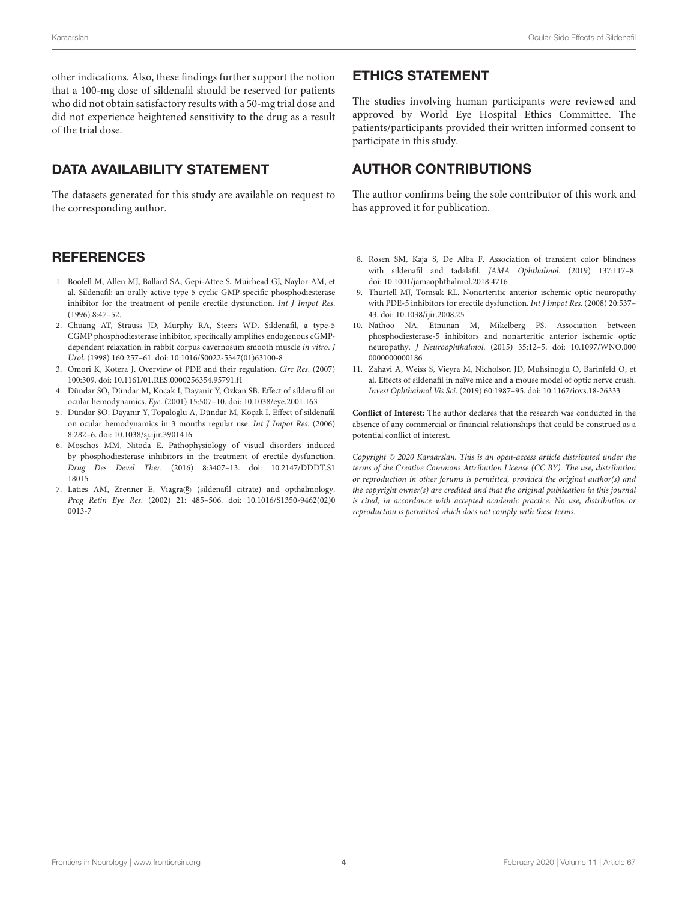other indications. Also, these findings further support the notion that a 100-mg dose of sildenafil should be reserved for patients who did not obtain satisfactory results with a 50-mg trial dose and did not experience heightened sensitivity to the drug as a result of the trial dose.

## DATA AVAILABILITY STATEMENT

The datasets generated for this study are available on request to the corresponding author.

## ETHICS STATEMENT

The studies involving human participants were reviewed and approved by World Eye Hospital Ethics Committee. The patients/participants provided their written informed consent to participate in this study.

## AUTHOR CONTRIBUTIONS

The author confirms being the sole contributor of this work and has approved it for publication.

## REFERENCES

1. Boolell M, Allen MJ, Ballard SA, Gepi-Attee S, Muirhead GJ, Naylor AM, et al. Sildenafil: an orally active type 5 cyclic GMP-specific phosphodiesterase inhibitor for the treatment of penile erectile dysfunction. *Int J Impot Res*. (1996) 8:47–52.
2. Chuang AT, Strauss JD, Murphy RA, Steers WD. Sildenafil, a type-5 CGMP phosphodiesterase inhibitor, specifically amplifies endogenous cGMP-dependent relaxation in rabbit corpus cavernosum smooth muscle *in vitro*. *J Urol*. (1998) 160:257–61. doi: 10.1016/S0022-5347(01)63100-8
3. Omori K, Kotera J. Overview of PDE and their regulation. *Circ Res*. (2007) 100:309. doi: 10.1161/01.RES.0000256354.95791.f1
4. Dündar SO, Dündar M, Kocak I, Dayanir Y, Ozkan SB. Effect of sildenafil on ocular hemodynamics. *Eye*. (2001) 15:507–10. doi: 10.1038/eye.2001.163
5. Dündar SO, Dayanir Y, Topaloglu A, Dündar M, Koçak I. Effect of sildenafil on ocular hemodynamics in 3 months regular use. *Int J Impot Res*. (2006) 8:282–6. doi: 10.1038/sj.ijir.3901416
6. Moschos MM, Nitoda E. Pathophysiology of visual disorders induced by phosphodiesterase inhibitors in the treatment of erectile dysfunction. *Drug Des Devel Ther*. (2016) 8:3407–13. doi: 10.2147/DDDT.S118015
7. Laties AM, Zrenner E. Viagra® (sildenafil citrate) and opthalmology. *Prog Retin Eye Res*. (2002) 21: 485–506. doi: 10.1016/S1350-9462(02)00013-7
8. Rosen SM, Kaja S, De Alba F. Association of transient color blindness with sildenafil and tadalafil. *JAMA Ophthalmol*. (2019) 137:117–8. doi: 10.1001/jamaophthalmol.2018.4716
9. Thurtell MJ, Tomsak RL. Nonarteritic anterior ischemic optic neuropathy with PDE-5 inhibitors for erectile dysfunction. *Int J Impot Res*. (2008) 20:537–43. doi: 10.1038/ijir.2008.25
10. Nathoo NA, Etminan M, Mikelberg FS. Association between phosphodiesterase-5 inhibitors and nonarteritic anterior ischemic optic neuropathy. *J Neuroophthalmol*. (2015) 35:12–5. doi: 10.1097/WNO.0000000000000186
11. Zahavi A, Weiss S, Vieyra M, Nicholson JD, Muhsinoglu O, Barinfeld O, et al. Effects of sildenafil in naïve mice and a mouse model of optic nerve crush. *Invest Ophthalmol Vis Sci*. (2019) 60:1987–95. doi: 10.1167/iovs.18-26333

**Conflict of Interest:** The author declares that the research was conducted in the absence of any commercial or financial relationships that could be construed as a potential conflict of interest.

*Copyright © 2020 Karaarslan. This is an open-access article distributed under the terms of the Creative Commons Attribution License (CC BY). The use, distribution or reproduction in other forums is permitted, provided the original author(s) and the copyright owner(s) are credited and that the original publication in this journal is cited, in accordance with accepted academic practice. No use, distribution or reproduction is permitted which does not comply with these terms.*